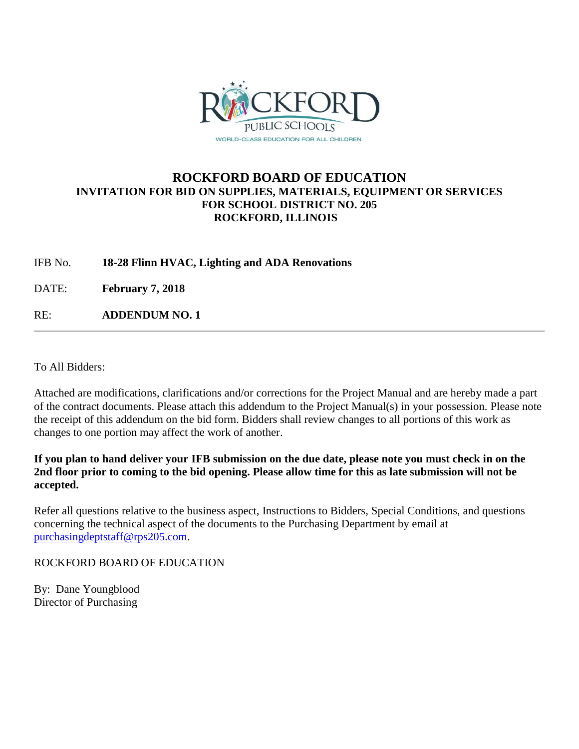# ROCKFORD BOARD OF EDUCATION

## INVITATION FOR BID ON SUPPLIES, MATERIALS, EQUIPMENT OR SERVICES FOR SCHOOL DISTRICT NO. 205 ROCKFORD, ILLINOIS

IFB No. **18-28 Flinn HVAC, Lighting and ADA Renovations**

DATE: **February 7, 2018**

RE: **ADDENDUM NO. 1**

---

To All Bidders:

Attached are modifications, clarifications and/or corrections for the Project Manual and are hereby made a part of the contract documents. Please attach this addendum to the Project Manual(s) in your possession. Please note the receipt of this addendum on the bid form. Bidders shall review changes to all portions of this work as changes to one portion may affect the work of another.

**If you plan to hand deliver your IFB submission on the due date, please note you must check in on the 2nd floor prior to coming to the bid opening. Please allow time for this as late submission will not be accepted.**

Refer all questions relative to the business aspect, Instructions to Bidders, Special Conditions, and questions concerning the technical aspect of the documents to the Purchasing Department by email at purchasingdeptstaff@rps205.com.

ROCKFORD BOARD OF EDUCATION

By: Dane Youngblood
Director of Purchasing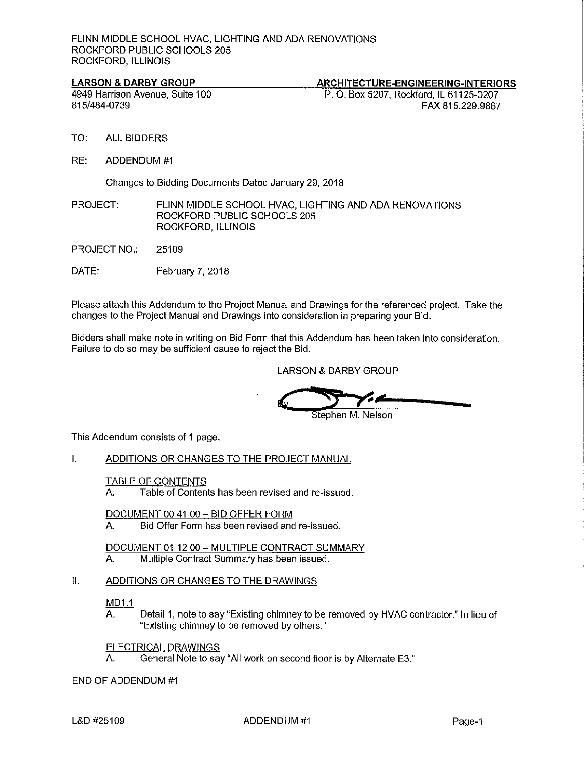FLINN MIDDLE SCHOOL HVAC, LIGHTING AND ADA RENOVATIONS
ROCKFORD PUBLIC SCHOOLS 205
ROCKFORD, ILLINOIS

**LARSON & DARBY GROUP** — **ARCHITECTURE-ENGINEERING-INTERIORS**

4949 Harrison Avenue, Suite 100
815/484-0739

P. O. Box 5207, Rockford, IL 61125-0207
FAX 815.229.9867

TO: ALL BIDDERS

RE: ADDENDUM #1

Changes to Bidding Documents Dated January 29, 2018

PROJECT: FLINN MIDDLE SCHOOL HVAC, LIGHTING AND ADA RENOVATIONS
ROCKFORD PUBLIC SCHOOLS 205
ROCKFORD, ILLINOIS

PROJECT NO.: 25109

DATE: February 7, 2018

Please attach this Addendum to the Project Manual and Drawings for the referenced project. Take the changes to the Project Manual and Drawings into consideration in preparing your Bid.

Bidders shall make note in writing on Bid Form that this Addendum has been taken into consideration. Failure to do so may be sufficient cause to reject the Bid.

LARSON & DARBY GROUP

By Stephen M. Nelson

This Addendum consists of 1 page.

## I. ADDITIONS OR CHANGES TO THE PROJECT MANUAL

TABLE OF CONTENTS

A. Table of Contents has been revised and re-issued.

DOCUMENT 00 41 00 – BID OFFER FORM

A. Bid Offer Form has been revised and re-issued.

DOCUMENT 01 12 00 – MULTIPLE CONTRACT SUMMARY

A. Multiple Contract Summary has been issued.

## II. ADDITIONS OR CHANGES TO THE DRAWINGS

MD1.1

A. Detail 1, note to say "Existing chimney to be removed by HVAC contractor." In lieu of "Existing chimney to be removed by others."

ELECTRICAL DRAWINGS

A. General Note to say "All work on second floor is by Alternate E3."

END OF ADDENDUM #1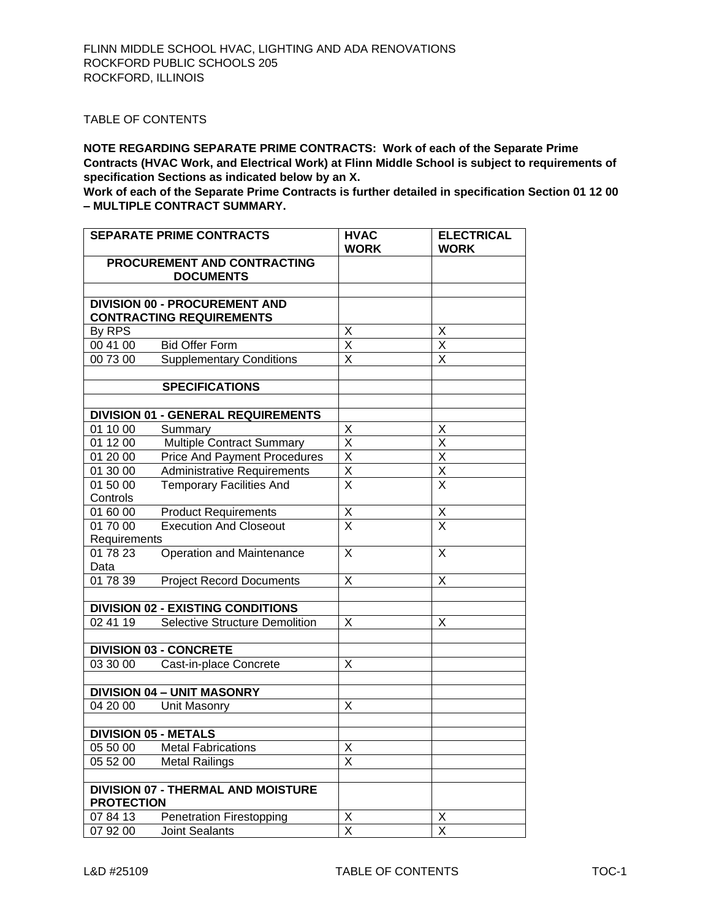FLINN MIDDLE SCHOOL HVAC, LIGHTING AND ADA RENOVATIONS
ROCKFORD PUBLIC SCHOOLS 205
ROCKFORD, ILLINOIS

TABLE OF CONTENTS

**NOTE REGARDING SEPARATE PRIME CONTRACTS: Work of each of the Separate Prime Contracts (HVAC Work, and Electrical Work) at Flinn Middle School is subject to requirements of specification Sections as indicated below by an X.**
**Work of each of the Separate Prime Contracts is further detailed in specification Section 01 12 00 – MULTIPLE CONTRACT SUMMARY.**

| SEPARATE PRIME CONTRACTS | HVAC WORK | ELECTRICAL WORK |
|---|---|---|
| **PROCUREMENT AND CONTRACTING DOCUMENTS** | | |
| | | |
| **DIVISION 00 - PROCUREMENT AND CONTRACTING REQUIREMENTS** | | |
| By RPS | X | X |
| 00 41 00 Bid Offer Form | X | X |
| 00 73 00 Supplementary Conditions | X | X |
| | | |
| **SPECIFICATIONS** | | |
| | | |
| **DIVISION 01 - GENERAL REQUIREMENTS** | | |
| 01 10 00 Summary | X | X |
| 01 12 00 Multiple Contract Summary | X | X |
| 01 20 00 Price And Payment Procedures | X | X |
| 01 30 00 Administrative Requirements | X | X |
| 01 50 00 Temporary Facilities And Controls | X | X |
| 01 60 00 Product Requirements | X | X |
| 01 70 00 Execution And Closeout Requirements | X | X |
| 01 78 23 Operation and Maintenance Data | X | X |
| 01 78 39 Project Record Documents | X | X |
| | | |
| **DIVISION 02 - EXISTING CONDITIONS** | | |
| 02 41 19 Selective Structure Demolition | X | X |
| | | |
| **DIVISION 03 - CONCRETE** | | |
| 03 30 00 Cast-in-place Concrete | X | |
| | | |
| **DIVISION 04 – UNIT MASONRY** | | |
| 04 20 00 Unit Masonry | X | |
| | | |
| **DIVISION 05 - METALS** | | |
| 05 50 00 Metal Fabrications | X | |
| 05 52 00 Metal Railings | X | |
| | | |
| **DIVISION 07 - THERMAL AND MOISTURE PROTECTION** | | |
| 07 84 13 Penetration Firestopping | X | X |
| 07 92 00 Joint Sealants | X | X |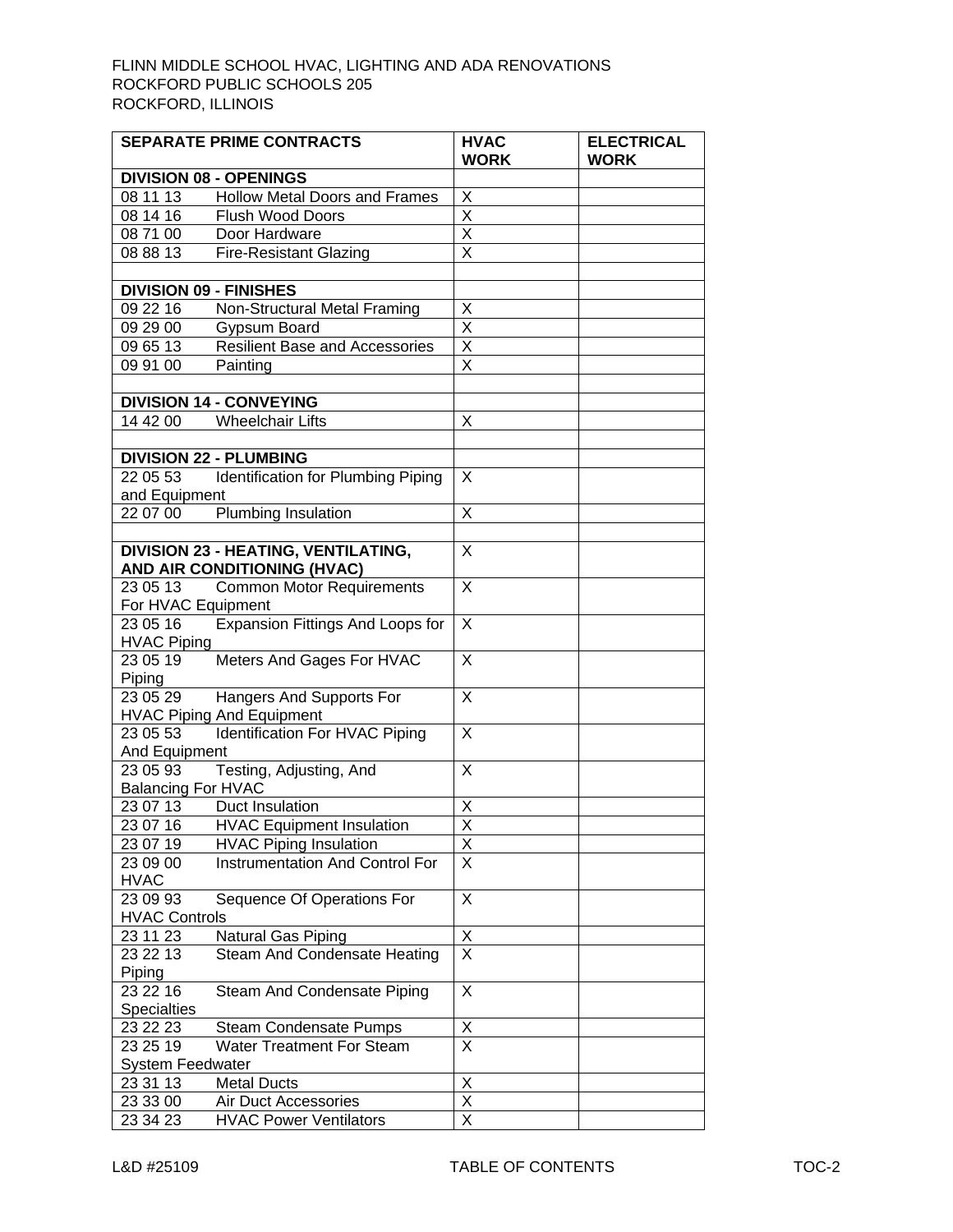FLINN MIDDLE SCHOOL HVAC, LIGHTING AND ADA RENOVATIONS
ROCKFORD PUBLIC SCHOOLS 205
ROCKFORD, ILLINOIS

| SEPARATE PRIME CONTRACTS | HVAC WORK | ELECTRICAL WORK |
|---|---|---|
| **DIVISION 08 - OPENINGS** | | |
| 08 11 13 Hollow Metal Doors and Frames | X | |
| 08 14 16 Flush Wood Doors | X | |
| 08 71 00 Door Hardware | X | |
| 08 88 13 Fire-Resistant Glazing | X | |
| | | |
| **DIVISION 09 - FINISHES** | | |
| 09 22 16 Non-Structural Metal Framing | X | |
| 09 29 00 Gypsum Board | X | |
| 09 65 13 Resilient Base and Accessories | X | |
| 09 91 00 Painting | X | |
| | | |
| **DIVISION 14 - CONVEYING** | | |
| 14 42 00 Wheelchair Lifts | X | |
| | | |
| **DIVISION 22 - PLUMBING** | | |
| 22 05 53 Identification for Plumbing Piping and Equipment | X | |
| 22 07 00 Plumbing Insulation | X | |
| | | |
| **DIVISION 23 - HEATING, VENTILATING, AND AIR CONDITIONING (HVAC)** | X | |
| 23 05 13 Common Motor Requirements For HVAC Equipment | X | |
| 23 05 16 Expansion Fittings And Loops for HVAC Piping | X | |
| 23 05 19 Meters And Gages For HVAC Piping | X | |
| 23 05 29 Hangers And Supports For HVAC Piping And Equipment | X | |
| 23 05 53 Identification For HVAC Piping And Equipment | X | |
| 23 05 93 Testing, Adjusting, And Balancing For HVAC | X | |
| 23 07 13 Duct Insulation | X | |
| 23 07 16 HVAC Equipment Insulation | X | |
| 23 07 19 HVAC Piping Insulation | X | |
| 23 09 00 Instrumentation And Control For HVAC | X | |
| 23 09 93 Sequence Of Operations For HVAC Controls | X | |
| 23 11 23 Natural Gas Piping | X | |
| 23 22 13 Steam And Condensate Heating Piping | X | |
| 23 22 16 Steam And Condensate Piping Specialties | X | |
| 23 22 23 Steam Condensate Pumps | X | |
| 23 25 19 Water Treatment For Steam System Feedwater | X | |
| 23 31 13 Metal Ducts | X | |
| 23 33 00 Air Duct Accessories | X | |
| 23 34 23 HVAC Power Ventilators | X | |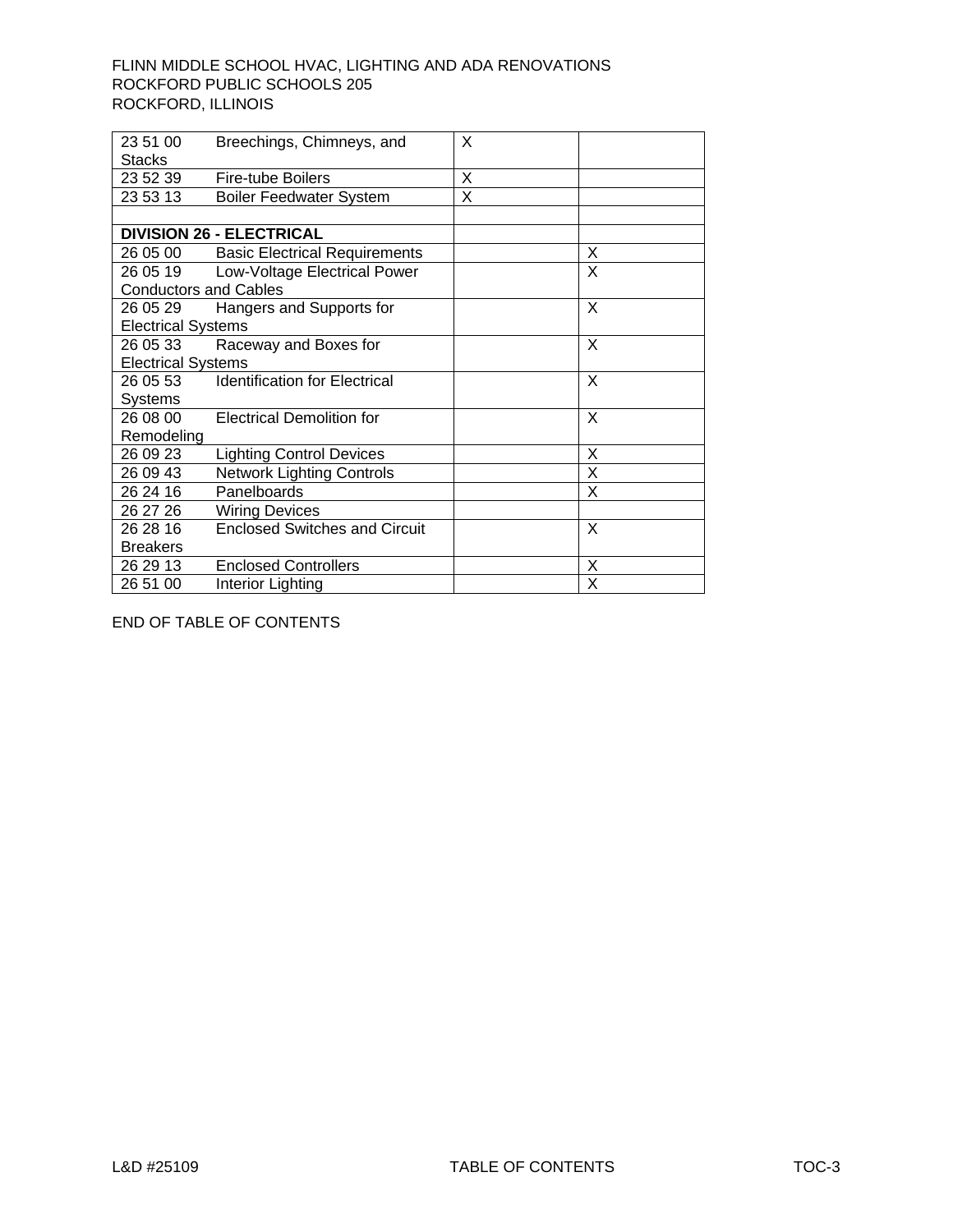| | | |
|---|---|---|
| 23 51 00 Breechings, Chimneys, and Stacks | X | |
| 23 52 39 Fire-tube Boilers | X | |
| 23 53 13 Boiler Feedwater System | X | |
| | | |
| **DIVISION 26 - ELECTRICAL** | | |
| 26 05 00 Basic Electrical Requirements | | X |
| 26 05 19 Low-Voltage Electrical Power Conductors and Cables | | X |
| 26 05 29 Hangers and Supports for Electrical Systems | | X |
| 26 05 33 Raceway and Boxes for Electrical Systems | | X |
| 26 05 53 Identification for Electrical Systems | | X |
| 26 08 00 Electrical Demolition for Remodeling | | X |
| 26 09 23 Lighting Control Devices | | X |
| 26 09 43 Network Lighting Controls | | X |
| 26 24 16 Panelboards | | X |
| 26 27 26 Wiring Devices | | |
| 26 28 16 Enclosed Switches and Circuit Breakers | | X |
| 26 29 13 Enclosed Controllers | | X |
| 26 51 00 Interior Lighting | | X |

END OF TABLE OF CONTENTS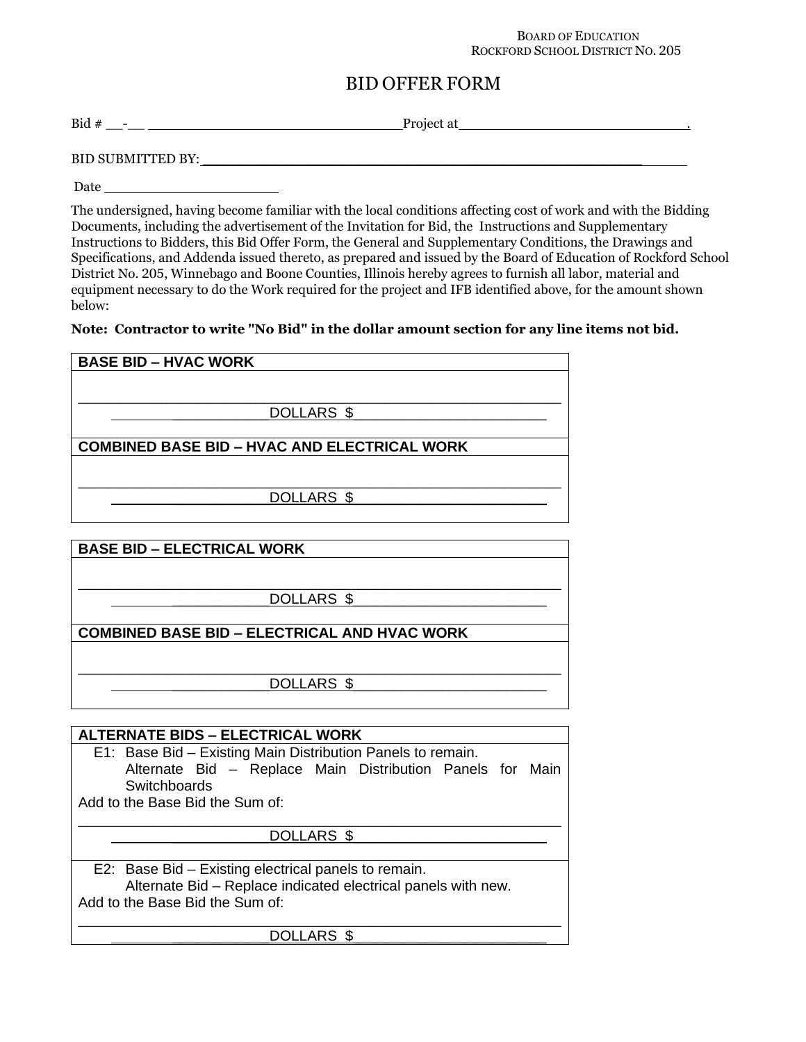BOARD OF EDUCATION
ROCKFORD SCHOOL DISTRICT NO. 205

# BID OFFER FORM

Bid # __-__ ______________________________Project at__________________________.

BID SUBMITTED BY: ______________________________________________________

Date ____________________

The undersigned, having become familiar with the local conditions affecting cost of work and with the Bidding Documents, including the advertisement of the Invitation for Bid, the Instructions and Supplementary Instructions to Bidders, this Bid Offer Form, the General and Supplementary Conditions, the Drawings and Specifications, and Addenda issued thereto, as prepared and issued by the Board of Education of Rockford School District No. 205, Winnebago and Boone Counties, Illinois hereby agrees to furnish all labor, material and equipment necessary to do the Work required for the project and IFB identified above, for the amount shown below:

**Note: Contractor to write "No Bid" in the dollar amount section for any line items not bid.**

**BASE BID – HVAC WORK**

___________________________________________________________

____________________DOLLARS $____________________

**COMBINED BASE BID – HVAC AND ELECTRICAL WORK**

___________________________________________________________

____________________DOLLARS $____________________

**BASE BID – ELECTRICAL WORK**

___________________________________________________________

____________________DOLLARS $____________________

**COMBINED BASE BID – ELECTRICAL AND HVAC WORK**

___________________________________________________________

____________________DOLLARS $____________________

**ALTERNATE BIDS – ELECTRICAL WORK**

E1: Base Bid – Existing Main Distribution Panels to remain.
Alternate Bid – Replace Main Distribution Panels for Main Switchboards

Add to the Base Bid the Sum of:

___________________________________________________________

____________________DOLLARS $____________________

E2: Base Bid – Existing electrical panels to remain.
Alternate Bid – Replace indicated electrical panels with new.

Add to the Base Bid the Sum of:

___________________________________________________________

____________________DOLLARS $____________________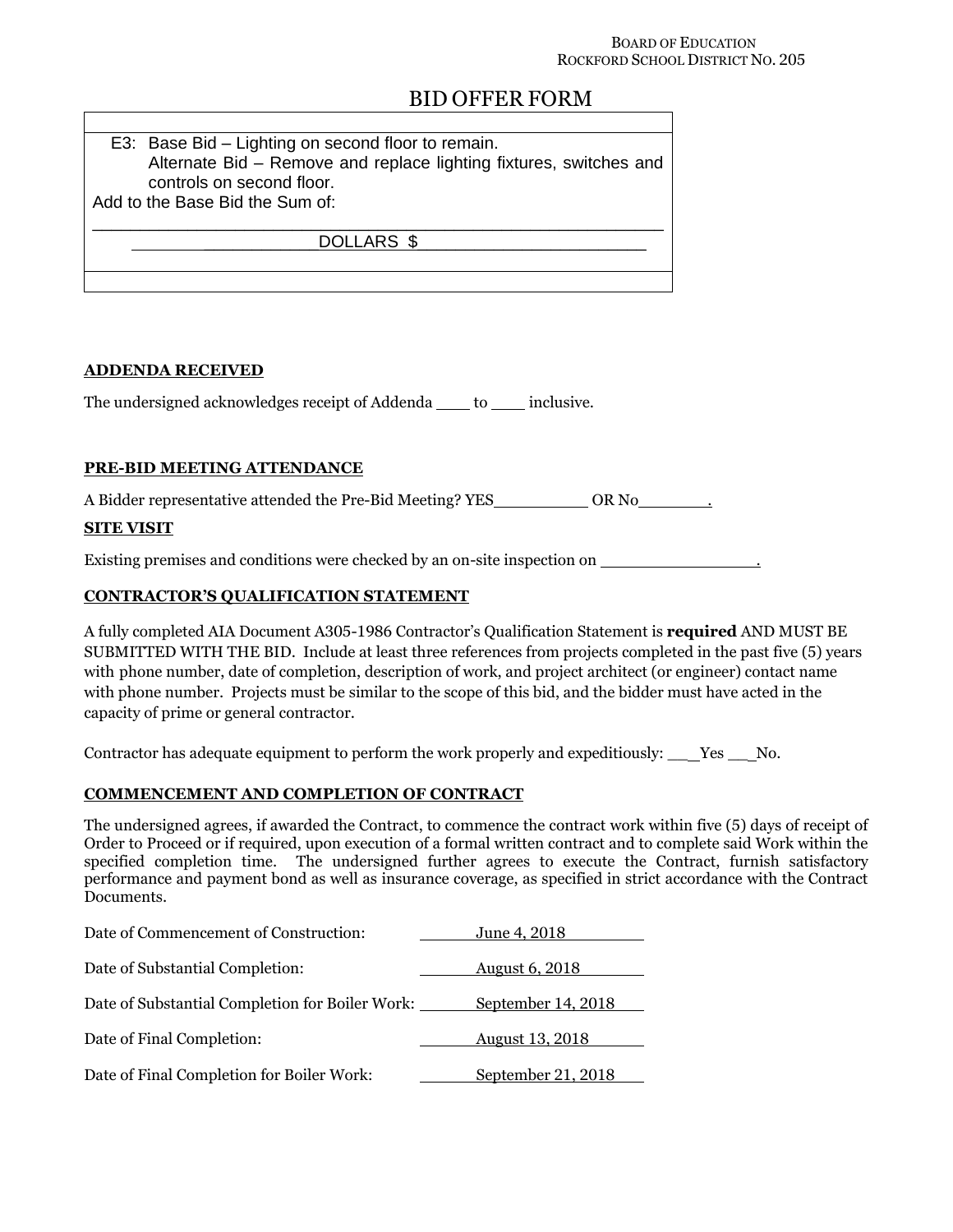BOARD OF EDUCATION
ROCKFORD SCHOOL DISTRICT NO. 205

# BID OFFER FORM

E3: Base Bid – Lighting on second floor to remain.
Alternate Bid – Remove and replace lighting fixtures, switches and controls on second floor.
Add to the Base Bid the Sum of:

_______________________________________________________

___________________DOLLARS $______________________

**ADDENDA RECEIVED**

The undersigned acknowledges receipt of Addenda ____ to ____ inclusive.

**PRE-BID MEETING ATTENDANCE**

A Bidder representative attended the Pre-Bid Meeting? YES__________ OR No________.

**SITE VISIT**

Existing premises and conditions were checked by an on-site inspection on ________________.

**CONTRACTOR'S QUALIFICATION STATEMENT**

A fully completed AIA Document A305-1986 Contractor's Qualification Statement is **required** AND MUST BE SUBMITTED WITH THE BID. Include at least three references from projects completed in the past five (5) years with phone number, date of completion, description of work, and project architect (or engineer) contact name with phone number. Projects must be similar to the scope of this bid, and the bidder must have acted in the capacity of prime or general contractor.

Contractor has adequate equipment to perform the work properly and expeditiously: ___Yes ___No.

**COMMENCEMENT AND COMPLETION OF CONTRACT**

The undersigned agrees, if awarded the Contract, to commence the contract work within five (5) days of receipt of Order to Proceed or if required, upon execution of a formal written contract and to complete said Work within the specified completion time. The undersigned further agrees to execute the Contract, furnish satisfactory performance and payment bond as well as insurance coverage, as specified in strict accordance with the Contract Documents.

Date of Commencement of Construction: June 4, 2018

Date of Substantial Completion: August 6, 2018

Date of Substantial Completion for Boiler Work: September 14, 2018

Date of Final Completion: August 13, 2018

Date of Final Completion for Boiler Work: September 21, 2018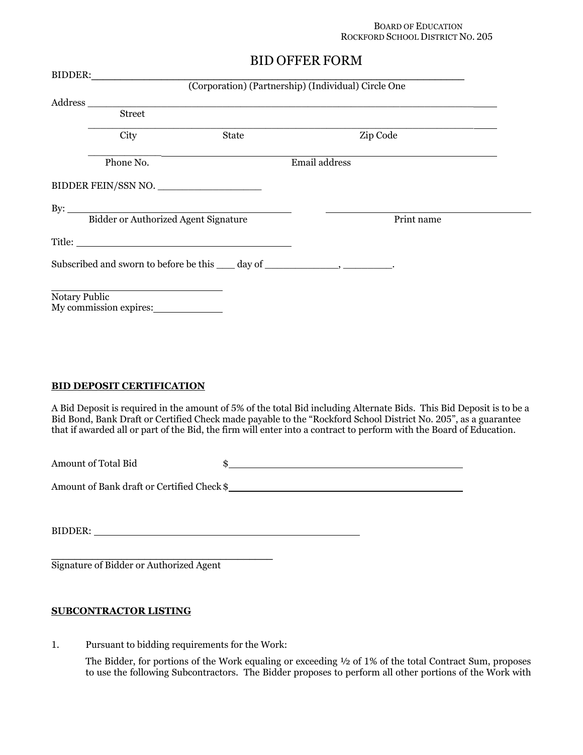BOARD OF EDUCATION
ROCKFORD SCHOOL DISTRICT NO. 205

# BID OFFER FORM

BIDDER: ________________________________________________

(Corporation) (Partnership) (Individual) Circle One

Address ________________________________________________

Street

________________________________________________

City State Zip Code

____________ ________________________________________

Phone No. Email address

BIDDER FEIN/SSN NO. _________________

By: ____________________________________ ____________________________________

Bidder or Authorized Agent Signature Print name

Title: ____________________________________

Subscribed and sworn to before be this ___ day of ___________, ________.

____________________________

Notary Public

My commission expires:___________

**BID DEPOSIT CERTIFICATION**

A Bid Deposit is required in the amount of 5% of the total Bid including Alternate Bids. This Bid Deposit is to be a Bid Bond, Bank Draft or Certified Check made payable to the "Rockford School District No. 205", as a guarantee that if awarded all or part of the Bid, the firm will enter into a contract to perform with the Board of Education.

Amount of Total Bid $________________________________________

Amount of Bank draft or Certified Check $________________________________________

BIDDER: ______________________________________________

______________________________________

Signature of Bidder or Authorized Agent

**SUBCONTRACTOR LISTING**

1. Pursuant to bidding requirements for the Work:

   The Bidder, for portions of the Work equaling or exceeding ½ of 1% of the total Contract Sum, proposes to use the following Subcontractors. The Bidder proposes to perform all other portions of the Work with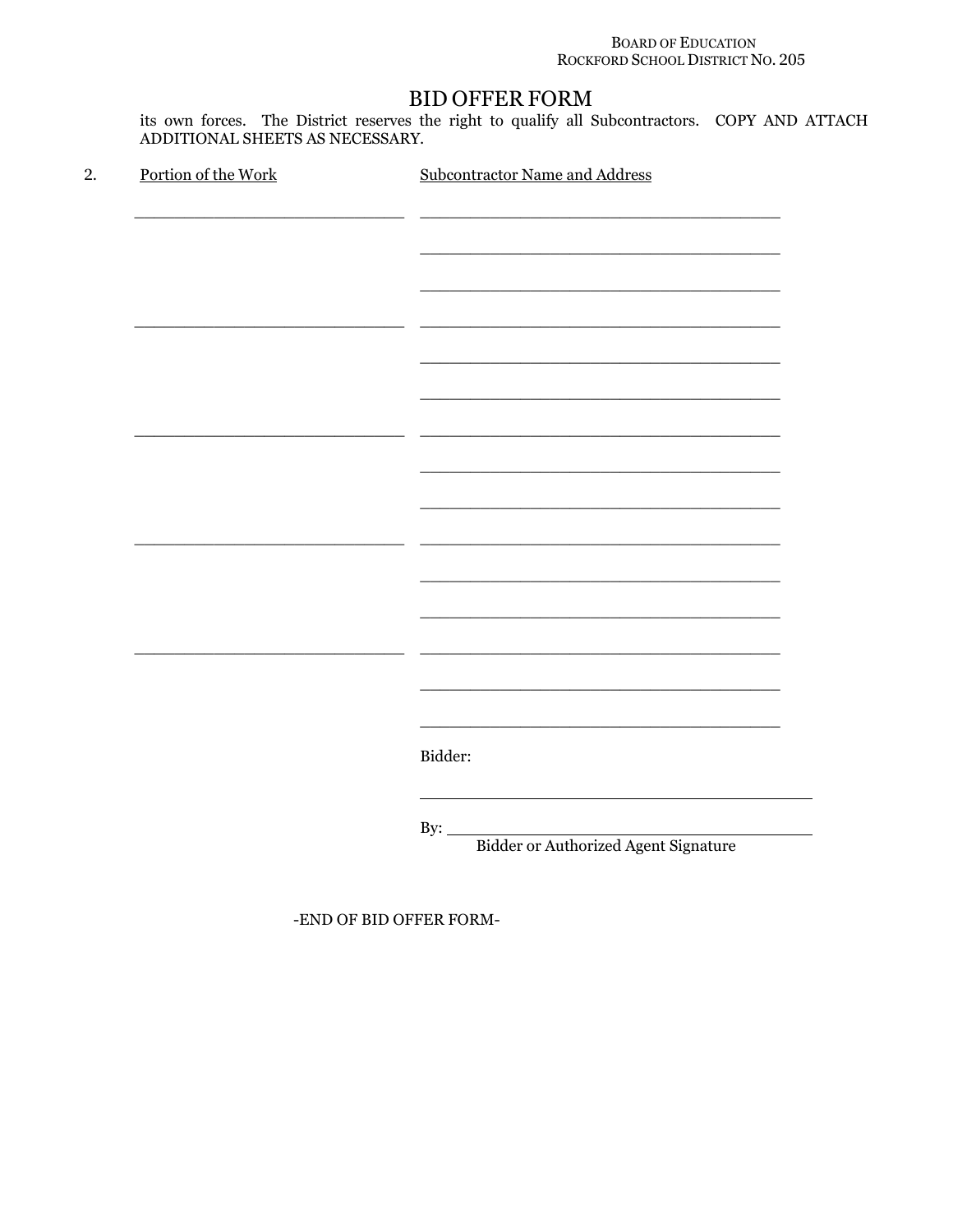# BID OFFER FORM

its own forces. The District reserves the right to qualify all Subcontractors. COPY AND ATTACH ADDITIONAL SHEETS AS NECESSARY.

2. Portion of the Work — Subcontractor Name and Address

| Portion of the Work | Subcontractor Name and Address |
|---|---|
| ____________________________ | ______________________________________ |
| | ______________________________________ |
| | ______________________________________ |
| ____________________________ | ______________________________________ |
| | ______________________________________ |
| | ______________________________________ |
| ____________________________ | ______________________________________ |
| | ______________________________________ |
| | ______________________________________ |
| ____________________________ | ______________________________________ |
| | ______________________________________ |
| | ______________________________________ |
| ____________________________ | ______________________________________ |
| | ______________________________________ |
| | ______________________________________ |

Bidder:

______________________________________

By: ______________________________________
Bidder or Authorized Agent Signature

-END OF BID OFFER FORM-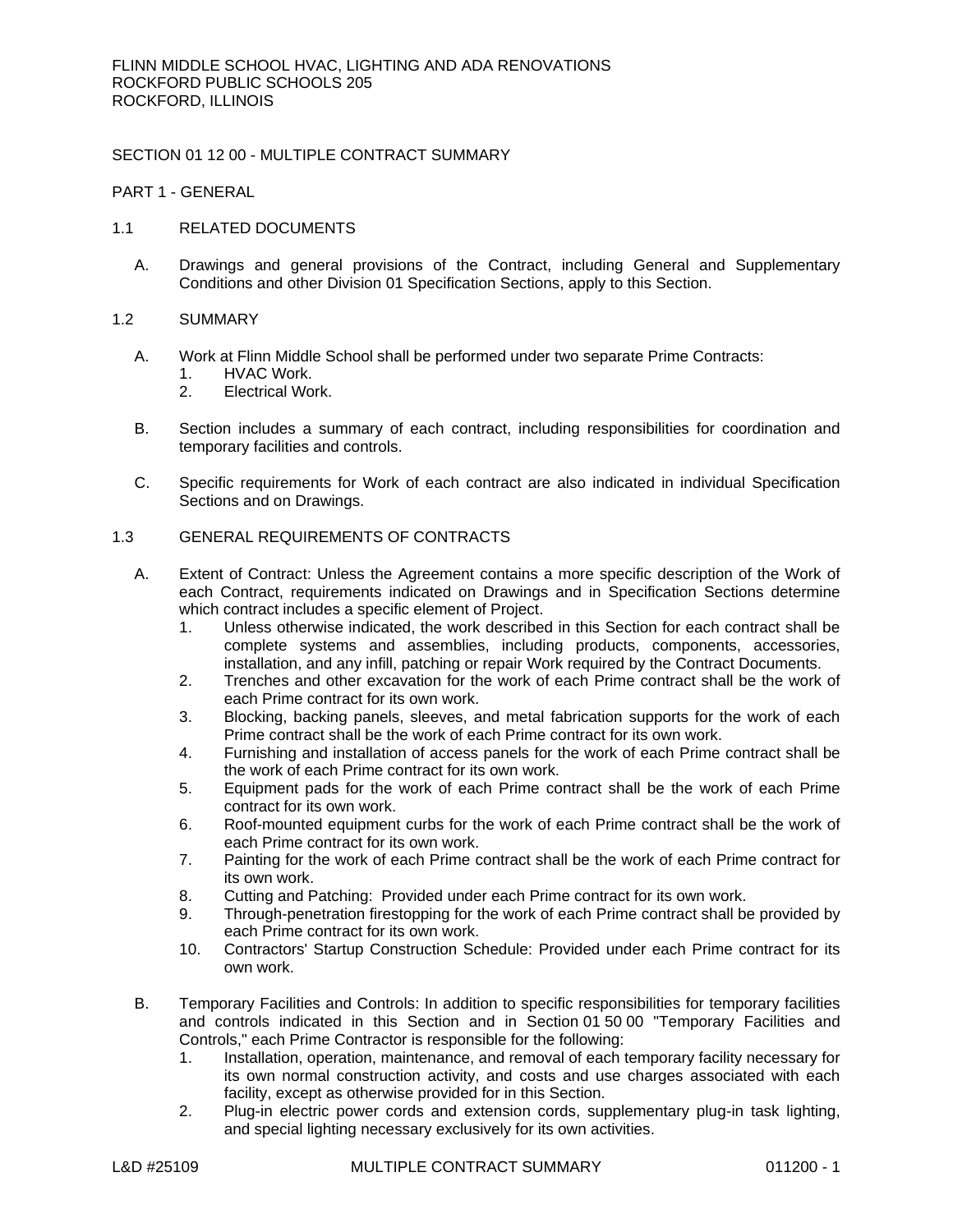FLINN MIDDLE SCHOOL HVAC, LIGHTING AND ADA RENOVATIONS
ROCKFORD PUBLIC SCHOOLS 205
ROCKFORD, ILLINOIS

# SECTION 01 12 00 - MULTIPLE CONTRACT SUMMARY

## PART 1 - GENERAL

### 1.1 RELATED DOCUMENTS

A. Drawings and general provisions of the Contract, including General and Supplementary Conditions and other Division 01 Specification Sections, apply to this Section.

### 1.2 SUMMARY

A. Work at Flinn Middle School shall be performed under two separate Prime Contracts:
   1. HVAC Work.
   2. Electrical Work.

B. Section includes a summary of each contract, including responsibilities for coordination and temporary facilities and controls.

C. Specific requirements for Work of each contract are also indicated in individual Specification Sections and on Drawings.

### 1.3 GENERAL REQUIREMENTS OF CONTRACTS

A. Extent of Contract: Unless the Agreement contains a more specific description of the Work of each Contract, requirements indicated on Drawings and in Specification Sections determine which contract includes a specific element of Project.
   1. Unless otherwise indicated, the work described in this Section for each contract shall be complete systems and assemblies, including products, components, accessories, installation, and any infill, patching or repair Work required by the Contract Documents.
   2. Trenches and other excavation for the work of each Prime contract shall be the work of each Prime contract for its own work.
   3. Blocking, backing panels, sleeves, and metal fabrication supports for the work of each Prime contract shall be the work of each Prime contract for its own work.
   4. Furnishing and installation of access panels for the work of each Prime contract shall be the work of each Prime contract for its own work.
   5. Equipment pads for the work of each Prime contract shall be the work of each Prime contract for its own work.
   6. Roof-mounted equipment curbs for the work of each Prime contract shall be the work of each Prime contract for its own work.
   7. Painting for the work of each Prime contract shall be the work of each Prime contract for its own work.
   8. Cutting and Patching: Provided under each Prime contract for its own work.
   9. Through-penetration firestopping for the work of each Prime contract shall be provided by each Prime contract for its own work.
   10. Contractors' Startup Construction Schedule: Provided under each Prime contract for its own work.

B. Temporary Facilities and Controls: In addition to specific responsibilities for temporary facilities and controls indicated in this Section and in Section 01 50 00 "Temporary Facilities and Controls," each Prime Contractor is responsible for the following:
   1. Installation, operation, maintenance, and removal of each temporary facility necessary for its own normal construction activity, and costs and use charges associated with each facility, except as otherwise provided for in this Section.
   2. Plug-in electric power cords and extension cords, supplementary plug-in task lighting, and special lighting necessary exclusively for its own activities.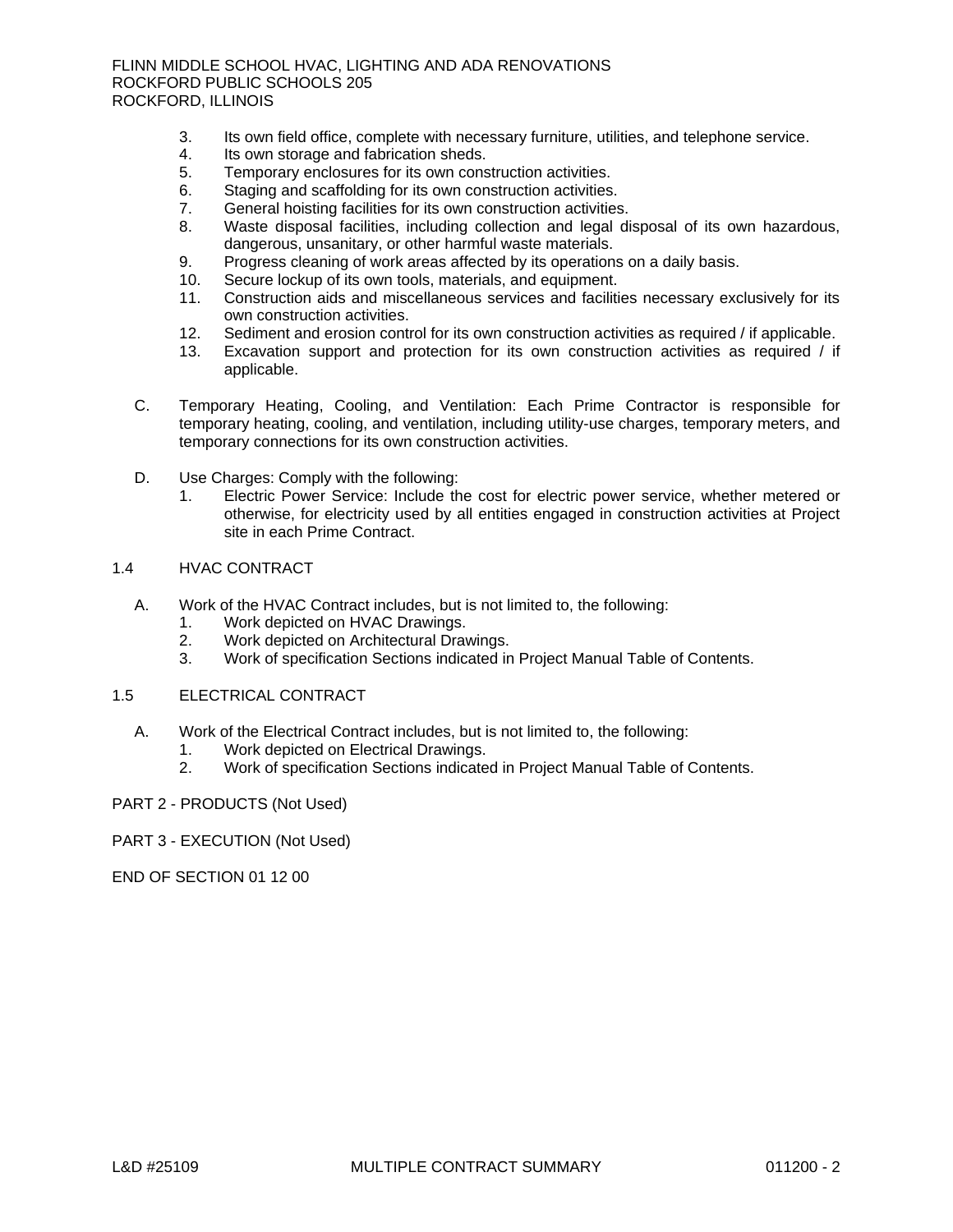3. Its own field office, complete with necessary furniture, utilities, and telephone service.
4. Its own storage and fabrication sheds.
5. Temporary enclosures for its own construction activities.
6. Staging and scaffolding for its own construction activities.
7. General hoisting facilities for its own construction activities.
8. Waste disposal facilities, including collection and legal disposal of its own hazardous, dangerous, unsanitary, or other harmful waste materials.
9. Progress cleaning of work areas affected by its operations on a daily basis.
10. Secure lockup of its own tools, materials, and equipment.
11. Construction aids and miscellaneous services and facilities necessary exclusively for its own construction activities.
12. Sediment and erosion control for its own construction activities as required / if applicable.
13. Excavation support and protection for its own construction activities as required / if applicable.

C. Temporary Heating, Cooling, and Ventilation: Each Prime Contractor is responsible for temporary heating, cooling, and ventilation, including utility-use charges, temporary meters, and temporary connections for its own construction activities.

D. Use Charges: Comply with the following:
   1. Electric Power Service: Include the cost for electric power service, whether metered or otherwise, for electricity used by all entities engaged in construction activities at Project site in each Prime Contract.

## 1.4 HVAC CONTRACT

A. Work of the HVAC Contract includes, but is not limited to, the following:
   1. Work depicted on HVAC Drawings.
   2. Work depicted on Architectural Drawings.
   3. Work of specification Sections indicated in Project Manual Table of Contents.

## 1.5 ELECTRICAL CONTRACT

A. Work of the Electrical Contract includes, but is not limited to, the following:
   1. Work depicted on Electrical Drawings.
   2. Work of specification Sections indicated in Project Manual Table of Contents.

PART 2 - PRODUCTS (Not Used)

PART 3 - EXECUTION (Not Used)

END OF SECTION 01 12 00